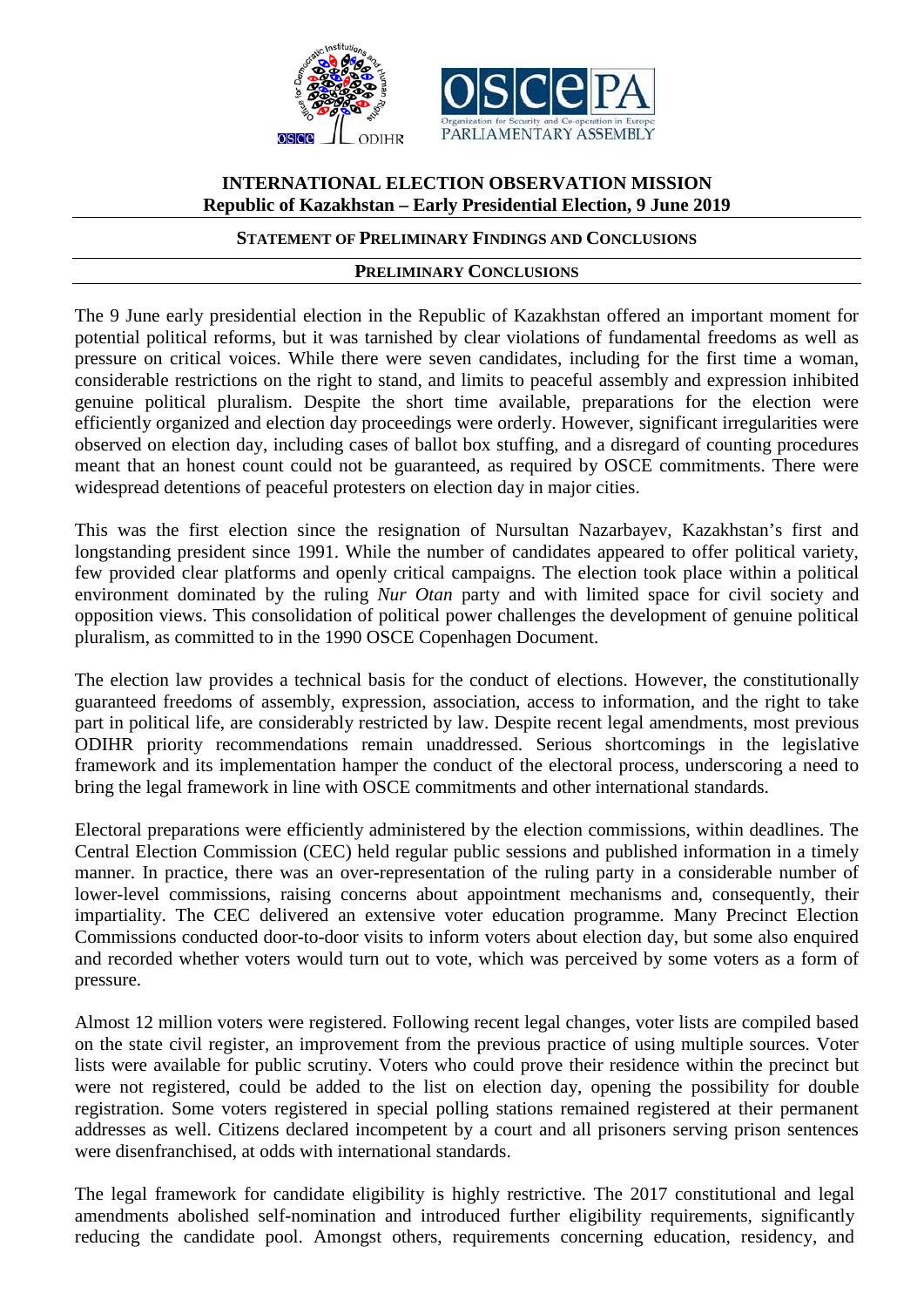# INTERNATIONAL ELECTION OBSERVATION MISSION

## Republic of Kazakhstan – Early Presidential Election, 9 June 2019

### STATEMENT OF PRELIMINARY FINDINGS AND CONCLUSIONS

### PRELIMINARY CONCLUSIONS

The 9 June early presidential election in the Republic of Kazakhstan offered an important moment for potential political reforms, but it was tarnished by clear violations of fundamental freedoms as well as pressure on critical voices. While there were seven candidates, including for the first time a woman, considerable restrictions on the right to stand, and limits to peaceful assembly and expression inhibited genuine political pluralism. Despite the short time available, preparations for the election were efficiently organized and election day proceedings were orderly. However, significant irregularities were observed on election day, including cases of ballot box stuffing, and a disregard of counting procedures meant that an honest count could not be guaranteed, as required by OSCE commitments. There were widespread detentions of peaceful protesters on election day in major cities.

This was the first election since the resignation of Nursultan Nazarbayev, Kazakhstan's first and longstanding president since 1991. While the number of candidates appeared to offer political variety, few provided clear platforms and openly critical campaigns. The election took place within a political environment dominated by the ruling *Nur Otan* party and with limited space for civil society and opposition views. This consolidation of political power challenges the development of genuine political pluralism, as committed to in the 1990 OSCE Copenhagen Document.

The election law provides a technical basis for the conduct of elections. However, the constitutionally guaranteed freedoms of assembly, expression, association, access to information, and the right to take part in political life, are considerably restricted by law. Despite recent legal amendments, most previous ODIHR priority recommendations remain unaddressed. Serious shortcomings in the legislative framework and its implementation hamper the conduct of the electoral process, underscoring a need to bring the legal framework in line with OSCE commitments and other international standards.

Electoral preparations were efficiently administered by the election commissions, within deadlines. The Central Election Commission (CEC) held regular public sessions and published information in a timely manner. In practice, there was an over-representation of the ruling party in a considerable number of lower-level commissions, raising concerns about appointment mechanisms and, consequently, their impartiality. The CEC delivered an extensive voter education programme. Many Precinct Election Commissions conducted door-to-door visits to inform voters about election day, but some also enquired and recorded whether voters would turn out to vote, which was perceived by some voters as a form of pressure.

Almost 12 million voters were registered. Following recent legal changes, voter lists are compiled based on the state civil register, an improvement from the previous practice of using multiple sources. Voter lists were available for public scrutiny. Voters who could prove their residence within the precinct but were not registered, could be added to the list on election day, opening the possibility for double registration. Some voters registered in special polling stations remained registered at their permanent addresses as well. Citizens declared incompetent by a court and all prisoners serving prison sentences were disenfranchised, at odds with international standards.

The legal framework for candidate eligibility is highly restrictive. The 2017 constitutional and legal amendments abolished self-nomination and introduced further eligibility requirements, significantly reducing the candidate pool. Amongst others, requirements concerning education, residency, and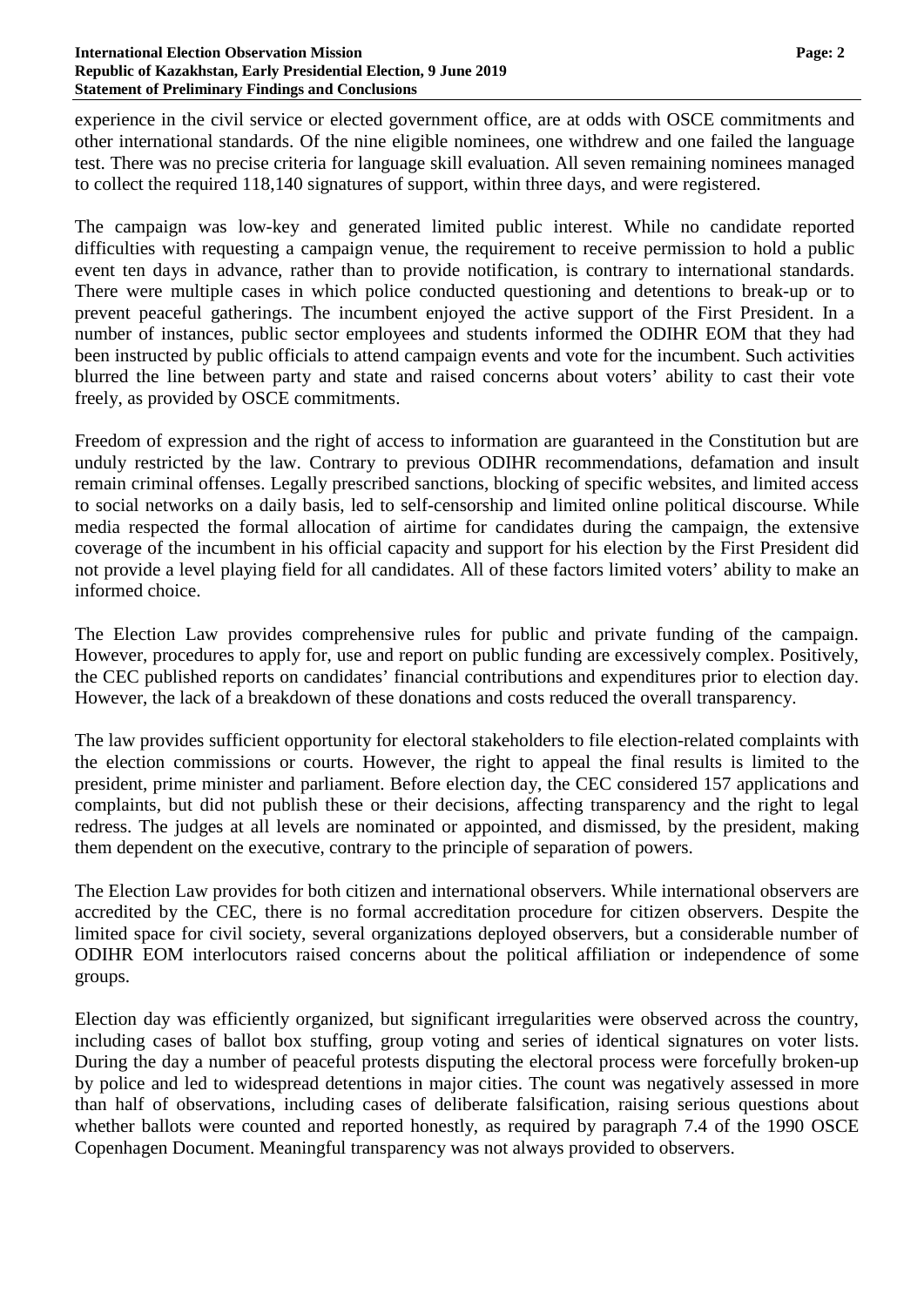experience in the civil service or elected government office, are at odds with OSCE commitments and other international standards. Of the nine eligible nominees, one withdrew and one failed the language test. There was no precise criteria for language skill evaluation. All seven remaining nominees managed to collect the required 118,140 signatures of support, within three days, and were registered.

The campaign was low-key and generated limited public interest. While no candidate reported difficulties with requesting a campaign venue, the requirement to receive permission to hold a public event ten days in advance, rather than to provide notification, is contrary to international standards. There were multiple cases in which police conducted questioning and detentions to break-up or to prevent peaceful gatherings. The incumbent enjoyed the active support of the First President. In a number of instances, public sector employees and students informed the ODIHR EOM that they had been instructed by public officials to attend campaign events and vote for the incumbent. Such activities blurred the line between party and state and raised concerns about voters' ability to cast their vote freely, as provided by OSCE commitments.

Freedom of expression and the right of access to information are guaranteed in the Constitution but are unduly restricted by the law. Contrary to previous ODIHR recommendations, defamation and insult remain criminal offenses. Legally prescribed sanctions, blocking of specific websites, and limited access to social networks on a daily basis, led to self-censorship and limited online political discourse. While media respected the formal allocation of airtime for candidates during the campaign, the extensive coverage of the incumbent in his official capacity and support for his election by the First President did not provide a level playing field for all candidates. All of these factors limited voters' ability to make an informed choice.

The Election Law provides comprehensive rules for public and private funding of the campaign. However, procedures to apply for, use and report on public funding are excessively complex. Positively, the CEC published reports on candidates' financial contributions and expenditures prior to election day. However, the lack of a breakdown of these donations and costs reduced the overall transparency.

The law provides sufficient opportunity for electoral stakeholders to file election-related complaints with the election commissions or courts. However, the right to appeal the final results is limited to the president, prime minister and parliament. Before election day, the CEC considered 157 applications and complaints, but did not publish these or their decisions, affecting transparency and the right to legal redress. The judges at all levels are nominated or appointed, and dismissed, by the president, making them dependent on the executive, contrary to the principle of separation of powers.

The Election Law provides for both citizen and international observers. While international observers are accredited by the CEC, there is no formal accreditation procedure for citizen observers. Despite the limited space for civil society, several organizations deployed observers, but a considerable number of ODIHR EOM interlocutors raised concerns about the political affiliation or independence of some groups.

Election day was efficiently organized, but significant irregularities were observed across the country, including cases of ballot box stuffing, group voting and series of identical signatures on voter lists. During the day a number of peaceful protests disputing the electoral process were forcefully broken-up by police and led to widespread detentions in major cities. The count was negatively assessed in more than half of observations, including cases of deliberate falsification, raising serious questions about whether ballots were counted and reported honestly, as required by paragraph 7.4 of the 1990 OSCE Copenhagen Document. Meaningful transparency was not always provided to observers.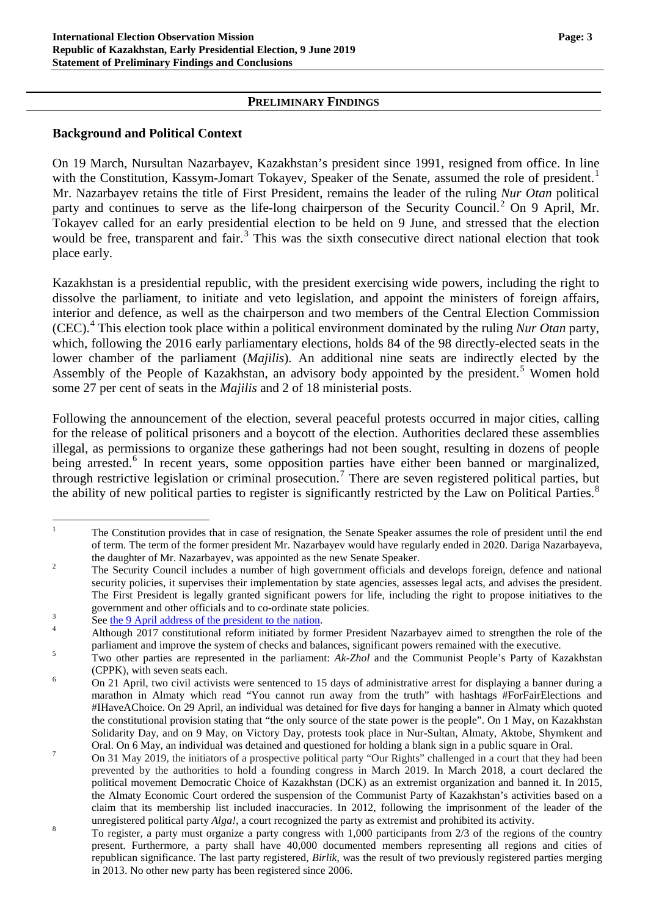## PRELIMINARY FINDINGS

### Background and Political Context

On 19 March, Nursultan Nazarbayev, Kazakhstan's president since 1991, resigned from office. In line with the Constitution, Kassym-Jomart Tokayev, Speaker of the Senate, assumed the role of president.[1] Mr. Nazarbayev retains the title of First President, remains the leader of the ruling *Nur Otan* political party and continues to serve as the life-long chairperson of the Security Council.[2] On 9 April, Mr. Tokayev called for an early presidential election to be held on 9 June, and stressed that the election would be free, transparent and fair.[3] This was the sixth consecutive direct national election that took place early.

Kazakhstan is a presidential republic, with the president exercising wide powers, including the right to dissolve the parliament, to initiate and veto legislation, and appoint the ministers of foreign affairs, interior and defence, as well as the chairperson and two members of the Central Election Commission (CEC).[4] This election took place within a political environment dominated by the ruling *Nur Otan* party, which, following the 2016 early parliamentary elections, holds 84 of the 98 directly-elected seats in the lower chamber of the parliament (*Majilis*). An additional nine seats are indirectly elected by the Assembly of the People of Kazakhstan, an advisory body appointed by the president.[5] Women hold some 27 per cent of seats in the *Majilis* and 2 of 18 ministerial posts.

Following the announcement of the election, several peaceful protests occurred in major cities, calling for the release of political prisoners and a boycott of the election. Authorities declared these assemblies illegal, as permissions to organize these gatherings had not been sought, resulting in dozens of people being arrested.[6] In recent years, some opposition parties have either been banned or marginalized, through restrictive legislation or criminal prosecution.[7] There are seven registered political parties, but the ability of new political parties to register is significantly restricted by the Law on Political Parties.[8]

---

[1] The Constitution provides that in case of resignation, the Senate Speaker assumes the role of president until the end of term. The term of the former president Mr. Nazarbayev would have regularly ended in 2020. Dariga Nazarbayeva, the daughter of Mr. Nazarbayev, was appointed as the new Senate Speaker.

[2] The Security Council includes a number of high government officials and develops foreign, defence and national security policies, it supervises their implementation by state agencies, assesses legal acts, and advises the president. The First President is legally granted significant powers for life, including the right to propose initiatives to the government and other officials and to co-ordinate state policies.

[3] See the 9 April address of the president to the nation.

[4] Although 2017 constitutional reform initiated by former President Nazarbayev aimed to strengthen the role of the parliament and improve the system of checks and balances, significant powers remained with the executive.

[5] Two other parties are represented in the parliament: *Ak-Zhol* and the Communist People's Party of Kazakhstan (CPPK), with seven seats each.

[6] On 21 April, two civil activists were sentenced to 15 days of administrative arrest for displaying a banner during a marathon in Almaty which read "You cannot run away from the truth" with hashtags #ForFairElections and #IHaveAChoice. On 29 April, an individual was detained for five days for hanging a banner in Almaty which quoted the constitutional provision stating that "the only source of the state power is the people". On 1 May, on Kazakhstan Solidarity Day, and on 9 May, on Victory Day, protests took place in Nur-Sultan, Almaty, Aktobe, Shymkent and Oral. On 6 May, an individual was detained and questioned for holding a blank sign in a public square in Oral.

[7] On 31 May 2019, the initiators of a prospective political party "Our Rights" challenged in a court that they had been prevented by the authorities to hold a founding congress in March 2019. In March 2018, a court declared the political movement Democratic Choice of Kazakhstan (DCK) as an extremist organization and banned it. In 2015, the Almaty Economic Court ordered the suspension of the Communist Party of Kazakhstan's activities based on a claim that its membership list included inaccuracies. In 2012, following the imprisonment of the leader of the unregistered political party *Alga!*, a court recognized the party as extremist and prohibited its activity.

[8] To register, a party must organize a party congress with 1,000 participants from 2/3 of the regions of the country present. Furthermore, a party shall have 40,000 documented members representing all regions and cities of republican significance. The last party registered, *Birlik*, was the result of two previously registered parties merging in 2013. No other new party has been registered since 2006.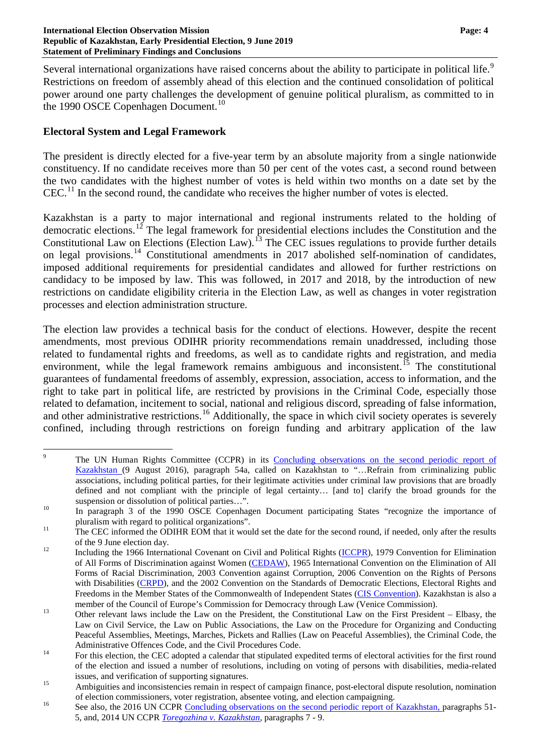Several international organizations have raised concerns about the ability to participate in political life.[9] Restrictions on freedom of assembly ahead of this election and the continued consolidation of political power around one party challenges the development of genuine political pluralism, as committed to in the 1990 OSCE Copenhagen Document.[10]

## Electoral System and Legal Framework

The president is directly elected for a five-year term by an absolute majority from a single nationwide constituency. If no candidate receives more than 50 per cent of the votes cast, a second round between the two candidates with the highest number of votes is held within two months on a date set by the CEC.[11] In the second round, the candidate who receives the higher number of votes is elected.

Kazakhstan is a party to major international and regional instruments related to the holding of democratic elections.[12] The legal framework for presidential elections includes the Constitution and the Constitutional Law on Elections (Election Law).[13] The CEC issues regulations to provide further details on legal provisions.[14] Constitutional amendments in 2017 abolished self-nomination of candidates, imposed additional requirements for presidential candidates and allowed for further restrictions on candidacy to be imposed by law. This was followed, in 2017 and 2018, by the introduction of new restrictions on candidate eligibility criteria in the Election Law, as well as changes in voter registration processes and election administration structure.

The election law provides a technical basis for the conduct of elections. However, despite the recent amendments, most previous ODIHR priority recommendations remain unaddressed, including those related to fundamental rights and freedoms, as well as to candidate rights and registration, and media environment, while the legal framework remains ambiguous and inconsistent.[15] The constitutional guarantees of fundamental freedoms of assembly, expression, association, access to information, and the right to take part in political life, are restricted by provisions in the Criminal Code, especially those related to defamation, incitement to social, national and religious discord, spreading of false information, and other administrative restrictions.[16] Additionally, the space in which civil society operates is severely confined, including through restrictions on foreign funding and arbitrary application of the law

---

[9] The UN Human Rights Committee (CCPR) in its Concluding observations on the second periodic report of Kazakhstan (9 August 2016), paragraph 54a, called on Kazakhstan to "…Refrain from criminalizing public associations, including political parties, for their legitimate activities under criminal law provisions that are broadly defined and not compliant with the principle of legal certainty… [and to] clarify the broad grounds for the suspension or dissolution of political parties…".

[10] In paragraph 3 of the 1990 OSCE Copenhagen Document participating States "recognize the importance of pluralism with regard to political organizations".

[11] The CEC informed the ODIHR EOM that it would set the date for the second round, if needed, only after the results of the 9 June election day.

[12] Including the 1966 International Covenant on Civil and Political Rights (ICCPR), 1979 Convention for Elimination of All Forms of Discrimination against Women (CEDAW), 1965 International Convention on the Elimination of All Forms of Racial Discrimination, 2003 Convention against Corruption, 2006 Convention on the Rights of Persons with Disabilities (CRPD), and the 2002 Convention on the Standards of Democratic Elections, Electoral Rights and Freedoms in the Member States of the Commonwealth of Independent States (CIS Convention). Kazakhstan is also a member of the Council of Europe's Commission for Democracy through Law (Venice Commission).

[13] Other relevant laws include the Law on the President, the Constitutional Law on the First President – Elbasy, the Law on Civil Service, the Law on Public Associations, the Law on the Procedure for Organizing and Conducting Peaceful Assemblies, Meetings, Marches, Pickets and Rallies (Law on Peaceful Assemblies), the Criminal Code, the Administrative Offences Code, and the Civil Procedures Code.

[14] For this election, the CEC adopted a calendar that stipulated expedited terms of electoral activities for the first round of the election and issued a number of resolutions, including on voting of persons with disabilities, media-related issues, and verification of supporting signatures.

[15] Ambiguities and inconsistencies remain in respect of campaign finance, post-electoral dispute resolution, nomination of election commissioners, voter registration, absentee voting, and election campaigning.

[16] See also, the 2016 UN CCPR Concluding observations on the second periodic report of Kazakhstan, paragraphs 51-5, and, 2014 UN CCPR *Toregozhina v. Kazakhstan*, paragraphs 7 - 9.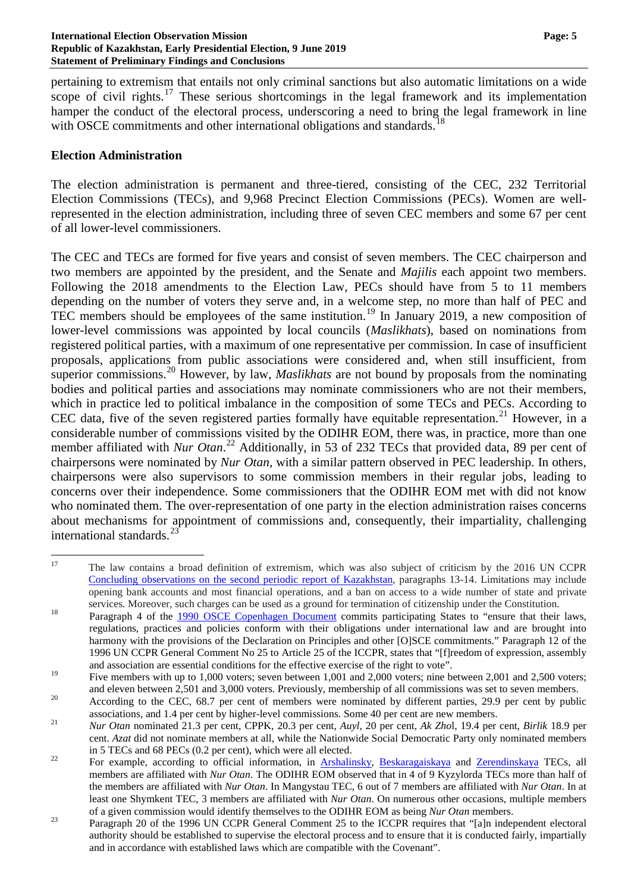pertaining to extremism that entails not only criminal sanctions but also automatic limitations on a wide scope of civil rights.[17] These serious shortcomings in the legal framework and its implementation hamper the conduct of the electoral process, underscoring a need to bring the legal framework in line with OSCE commitments and other international obligations and standards.[18]

## Election Administration

The election administration is permanent and three-tiered, consisting of the CEC, 232 Territorial Election Commissions (TECs), and 9,968 Precinct Election Commissions (PECs). Women are well-represented in the election administration, including three of seven CEC members and some 67 per cent of all lower-level commissioners.

The CEC and TECs are formed for five years and consist of seven members. The CEC chairperson and two members are appointed by the president, and the Senate and *Majilis* each appoint two members. Following the 2018 amendments to the Election Law, PECs should have from 5 to 11 members depending on the number of voters they serve and, in a welcome step, no more than half of PEC and TEC members should be employees of the same institution.[19] In January 2019, a new composition of lower-level commissions was appointed by local councils (*Maslikhats*), based on nominations from registered political parties, with a maximum of one representative per commission. In case of insufficient proposals, applications from public associations were considered and, when still insufficient, from superior commissions.[20] However, by law, *Maslikhats* are not bound by proposals from the nominating bodies and political parties and associations may nominate commissioners who are not their members, which in practice led to political imbalance in the composition of some TECs and PECs. According to CEC data, five of the seven registered parties formally have equitable representation.[21] However, in a considerable number of commissions visited by the ODIHR EOM, there was, in practice, more than one member affiliated with *Nur Otan*.[22] Additionally, in 53 of 232 TECs that provided data, 89 per cent of chairpersons were nominated by *Nur Otan*, with a similar pattern observed in PEC leadership. In others, chairpersons were also supervisors to some commission members in their regular jobs, leading to concerns over their independence. Some commissioners that the ODIHR EOM met with did not know who nominated them. The over-representation of one party in the election administration raises concerns about mechanisms for appointment of commissions and, consequently, their impartiality, challenging international standards.[23]

---

[17] The law contains a broad definition of extremism, which was also subject of criticism by the 2016 UN CCPR Concluding observations on the second periodic report of Kazakhstan, paragraphs 13-14. Limitations may include opening bank accounts and most financial operations, and a ban on access to a wide number of state and private services. Moreover, such charges can be used as a ground for termination of citizenship under the Constitution.

[18] Paragraph 4 of the 1990 OSCE Copenhagen Document commits participating States to "ensure that their laws, regulations, practices and policies conform with their obligations under international law and are brought into harmony with the provisions of the Declaration on Principles and other [O]SCE commitments." Paragraph 12 of the 1996 UN CCPR General Comment No 25 to Article 25 of the ICCPR, states that "[f]reedom of expression, assembly and association are essential conditions for the effective exercise of the right to vote".

[19] Five members with up to 1,000 voters; seven between 1,001 and 2,000 voters; nine between 2,001 and 2,500 voters; and eleven between 2,501 and 3,000 voters. Previously, membership of all commissions was set to seven members.

[20] According to the CEC, 68.7 per cent of members were nominated by different parties, 29.9 per cent by public associations, and 1.4 per cent by higher-level commissions. Some 40 per cent are new members.

[21] *Nur Otan* nominated 21.3 per cent, CPPK, 20.3 per cent, *Auyl*, 20 per cent, *Ak Zhol*, 19.4 per cent, *Birlik* 18.9 per cent. *Azat* did not nominate members at all, while the Nationwide Social Democratic Party only nominated members in 5 TECs and 68 PECs (0.2 per cent), which were all elected.

[22] For example, according to official information, in Arshalinsky, Beskaragaiskaya and Zerendinskaya TECs, all members are affiliated with *Nur Otan*. The ODIHR EOM observed that in 4 of 9 Kyzylorda TECs more than half of the members are affiliated with *Nur Otan*. In Mangystau TEC, 6 out of 7 members are affiliated with *Nur Otan*. In at least one Shymkent TEC, 3 members are affiliated with *Nur Otan*. On numerous other occasions, multiple members of a given commission would identify themselves to the ODIHR EOM as being *Nur Otan* members.

[23] Paragraph 20 of the 1996 UN CCPR General Comment 25 to the ICCPR requires that "[a]n independent electoral authority should be established to supervise the electoral process and to ensure that it is conducted fairly, impartially and in accordance with established laws which are compatible with the Covenant".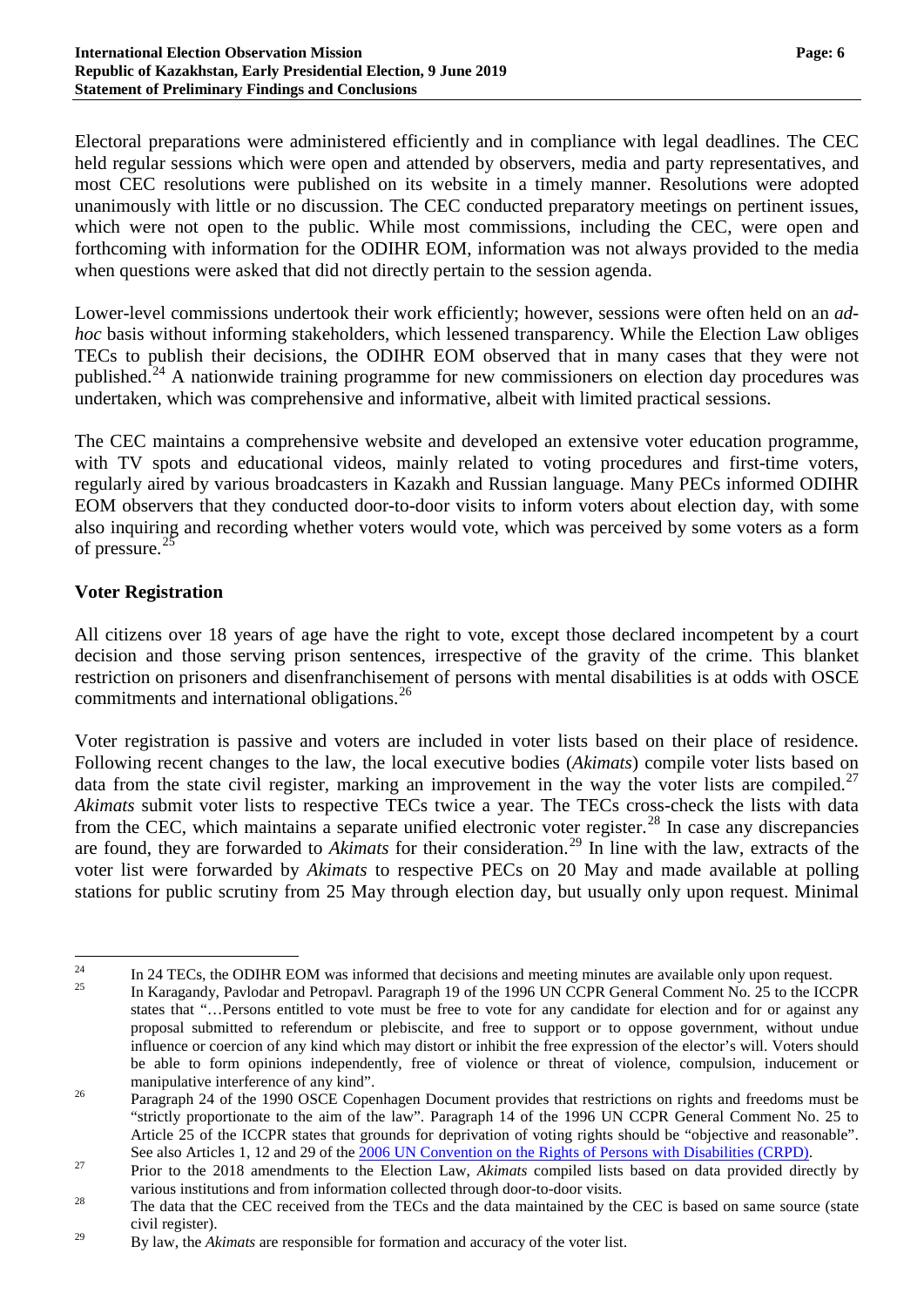Electoral preparations were administered efficiently and in compliance with legal deadlines. The CEC held regular sessions which were open and attended by observers, media and party representatives, and most CEC resolutions were published on its website in a timely manner. Resolutions were adopted unanimously with little or no discussion. The CEC conducted preparatory meetings on pertinent issues, which were not open to the public. While most commissions, including the CEC, were open and forthcoming with information for the ODIHR EOM, information was not always provided to the media when questions were asked that did not directly pertain to the session agenda.

Lower-level commissions undertook their work efficiently; however, sessions were often held on an *ad-hoc* basis without informing stakeholders, which lessened transparency. While the Election Law obliges TECs to publish their decisions, the ODIHR EOM observed that in many cases that they were not published.[24] A nationwide training programme for new commissioners on election day procedures was undertaken, which was comprehensive and informative, albeit with limited practical sessions.

The CEC maintains a comprehensive website and developed an extensive voter education programme, with TV spots and educational videos, mainly related to voting procedures and first-time voters, regularly aired by various broadcasters in Kazakh and Russian language. Many PECs informed ODIHR EOM observers that they conducted door-to-door visits to inform voters about election day, with some also inquiring and recording whether voters would vote, which was perceived by some voters as a form of pressure.[25]

## Voter Registration

All citizens over 18 years of age have the right to vote, except those declared incompetent by a court decision and those serving prison sentences, irrespective of the gravity of the crime. This blanket restriction on prisoners and disenfranchisement of persons with mental disabilities is at odds with OSCE commitments and international obligations.[26]

Voter registration is passive and voters are included in voter lists based on their place of residence. Following recent changes to the law, the local executive bodies (*Akimats*) compile voter lists based on data from the state civil register, marking an improvement in the way the voter lists are compiled.[27] *Akimats* submit voter lists to respective TECs twice a year. The TECs cross-check the lists with data from the CEC, which maintains a separate unified electronic voter register.[28] In case any discrepancies are found, they are forwarded to *Akimats* for their consideration.[29] In line with the law, extracts of the voter list were forwarded by *Akimats* to respective PECs on 20 May and made available at polling stations for public scrutiny from 25 May through election day, but usually only upon request. Minimal

---

[24] In 24 TECs, the ODIHR EOM was informed that decisions and meeting minutes are available only upon request.

[25] In Karagandy, Pavlodar and Petropavl. Paragraph 19 of the 1996 UN CCPR General Comment No. 25 to the ICCPR states that "…Persons entitled to vote must be free to vote for any candidate for election and for or against any proposal submitted to referendum or plebiscite, and free to support or to oppose government, without undue influence or coercion of any kind which may distort or inhibit the free expression of the elector's will. Voters should be able to form opinions independently, free of violence or threat of violence, compulsion, inducement or manipulative interference of any kind".

[26] Paragraph 24 of the 1990 OSCE Copenhagen Document provides that restrictions on rights and freedoms must be "strictly proportionate to the aim of the law". Paragraph 14 of the 1996 UN CCPR General Comment No. 25 to Article 25 of the ICCPR states that grounds for deprivation of voting rights should be "objective and reasonable". See also Articles 1, 12 and 29 of the 2006 UN Convention on the Rights of Persons with Disabilities (CRPD).

[27] Prior to the 2018 amendments to the Election Law, *Akimats* compiled lists based on data provided directly by various institutions and from information collected through door-to-door visits.

[28] The data that the CEC received from the TECs and the data maintained by the CEC is based on same source (state civil register).

[29] By law, the *Akimats* are responsible for formation and accuracy of the voter list.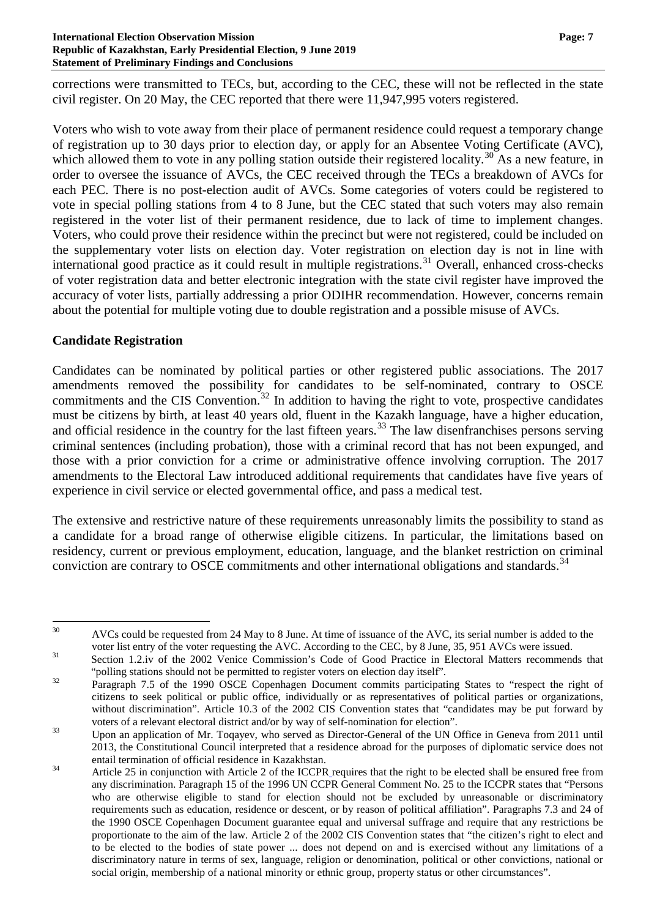corrections were transmitted to TECs, but, according to the CEC, these will not be reflected in the state civil register. On 20 May, the CEC reported that there were 11,947,995 voters registered.

Voters who wish to vote away from their place of permanent residence could request a temporary change of registration up to 30 days prior to election day, or apply for an Absentee Voting Certificate (AVC), which allowed them to vote in any polling station outside their registered locality.[30] As a new feature, in order to oversee the issuance of AVCs, the CEC received through the TECs a breakdown of AVCs for each PEC. There is no post-election audit of AVCs. Some categories of voters could be registered to vote in special polling stations from 4 to 8 June, but the CEC stated that such voters may also remain registered in the voter list of their permanent residence, due to lack of time to implement changes. Voters, who could prove their residence within the precinct but were not registered, could be included on the supplementary voter lists on election day. Voter registration on election day is not in line with international good practice as it could result in multiple registrations.[31] Overall, enhanced cross-checks of voter registration data and better electronic integration with the state civil register have improved the accuracy of voter lists, partially addressing a prior ODIHR recommendation. However, concerns remain about the potential for multiple voting due to double registration and a possible misuse of AVCs.

**Candidate Registration**

Candidates can be nominated by political parties or other registered public associations. The 2017 amendments removed the possibility for candidates to be self-nominated, contrary to OSCE commitments and the CIS Convention.[32] In addition to having the right to vote, prospective candidates must be citizens by birth, at least 40 years old, fluent in the Kazakh language, have a higher education, and official residence in the country for the last fifteen years.[33] The law disenfranchises persons serving criminal sentences (including probation), those with a criminal record that has not been expunged, and those with a prior conviction for a crime or administrative offence involving corruption. The 2017 amendments to the Electoral Law introduced additional requirements that candidates have five years of experience in civil service or elected governmental office, and pass a medical test.

The extensive and restrictive nature of these requirements unreasonably limits the possibility to stand as a candidate for a broad range of otherwise eligible citizens. In particular, the limitations based on residency, current or previous employment, education, language, and the blanket restriction on criminal conviction are contrary to OSCE commitments and other international obligations and standards.[34]

---

[30] AVCs could be requested from 24 May to 8 June. At time of issuance of the AVC, its serial number is added to the voter list entry of the voter requesting the AVC. According to the CEC, by 8 June, 35, 951 AVCs were issued.

[31] Section 1.2.iv of the 2002 Venice Commission's Code of Good Practice in Electoral Matters recommends that "polling stations should not be permitted to register voters on election day itself".

[32] Paragraph 7.5 of the 1990 OSCE Copenhagen Document commits participating States to "respect the right of citizens to seek political or public office, individually or as representatives of political parties or organizations, without discrimination". Article 10.3 of the 2002 CIS Convention states that "candidates may be put forward by voters of a relevant electoral district and/or by way of self-nomination for election".

[33] Upon an application of Mr. Toqayev, who served as Director-General of the UN Office in Geneva from 2011 until 2013, the Constitutional Council interpreted that a residence abroad for the purposes of diplomatic service does not entail termination of official residence in Kazakhstan.

[34] Article 25 in conjunction with Article 2 of the ICCPR requires that the right to be elected shall be ensured free from any discrimination. Paragraph 15 of the 1996 UN CCPR General Comment No. 25 to the ICCPR states that "Persons who are otherwise eligible to stand for election should not be excluded by unreasonable or discriminatory requirements such as education, residence or descent, or by reason of political affiliation". Paragraphs 7.3 and 24 of the 1990 OSCE Copenhagen Document guarantee equal and universal suffrage and require that any restrictions be proportionate to the aim of the law. Article 2 of the 2002 CIS Convention states that "the citizen's right to elect and to be elected to the bodies of state power ... does not depend on and is exercised without any limitations of a discriminatory nature in terms of sex, language, religion or denomination, political or other convictions, national or social origin, membership of a national minority or ethnic group, property status or other circumstances".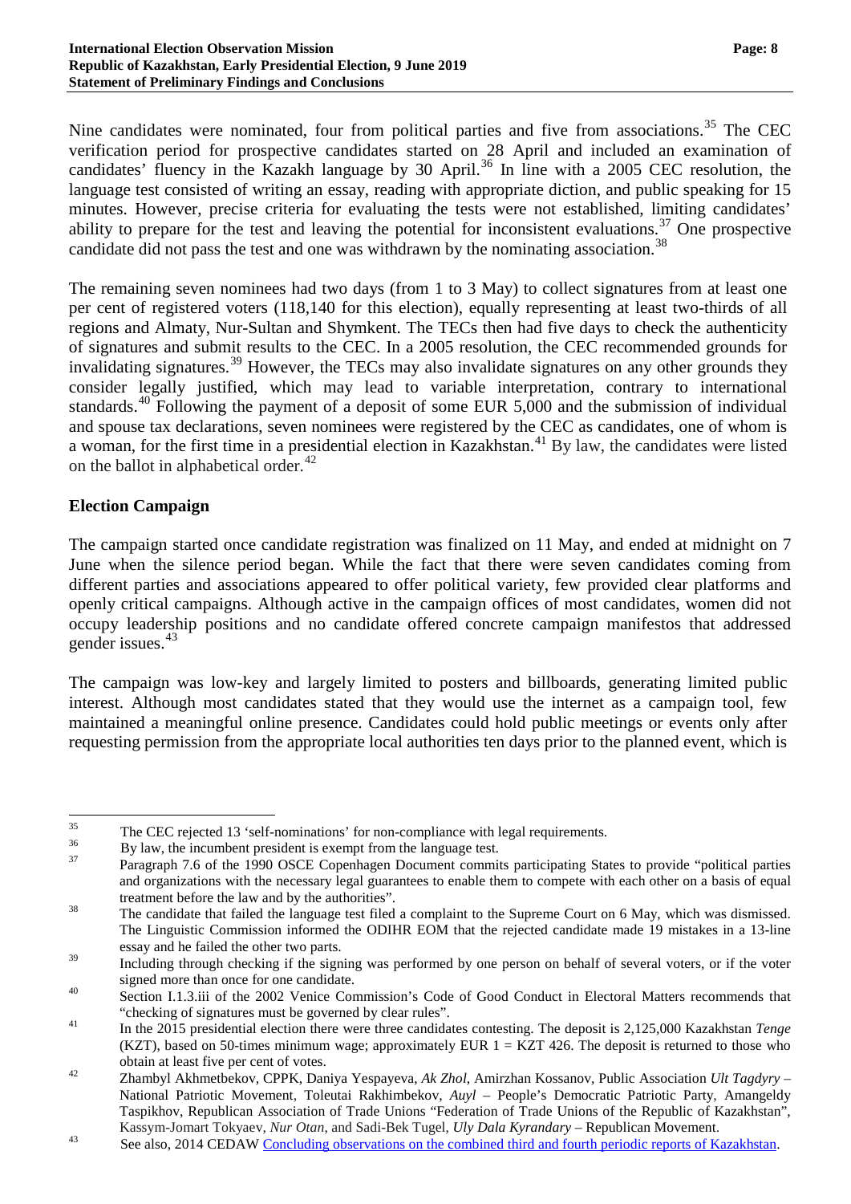Nine candidates were nominated, four from political parties and five from associations.[35] The CEC verification period for prospective candidates started on 28 April and included an examination of candidates' fluency in the Kazakh language by 30 April.[36] In line with a 2005 CEC resolution, the language test consisted of writing an essay, reading with appropriate diction, and public speaking for 15 minutes. However, precise criteria for evaluating the tests were not established, limiting candidates' ability to prepare for the test and leaving the potential for inconsistent evaluations.[37] One prospective candidate did not pass the test and one was withdrawn by the nominating association.[38]

The remaining seven nominees had two days (from 1 to 3 May) to collect signatures from at least one per cent of registered voters (118,140 for this election), equally representing at least two-thirds of all regions and Almaty, Nur-Sultan and Shymkent. The TECs then had five days to check the authenticity of signatures and submit results to the CEC. In a 2005 resolution, the CEC recommended grounds for invalidating signatures.[39] However, the TECs may also invalidate signatures on any other grounds they consider legally justified, which may lead to variable interpretation, contrary to international standards.[40] Following the payment of a deposit of some EUR 5,000 and the submission of individual and spouse tax declarations, seven nominees were registered by the CEC as candidates, one of whom is a woman, for the first time in a presidential election in Kazakhstan.[41] By law, the candidates were listed on the ballot in alphabetical order.[42]

## Election Campaign

The campaign started once candidate registration was finalized on 11 May, and ended at midnight on 7 June when the silence period began. While the fact that there were seven candidates coming from different parties and associations appeared to offer political variety, few provided clear platforms and openly critical campaigns. Although active in the campaign offices of most candidates, women did not occupy leadership positions and no candidate offered concrete campaign manifestos that addressed gender issues.[43]

The campaign was low-key and largely limited to posters and billboards, generating limited public interest. Although most candidates stated that they would use the internet as a campaign tool, few maintained a meaningful online presence. Candidates could hold public meetings or events only after requesting permission from the appropriate local authorities ten days prior to the planned event, which is

---

[35] The CEC rejected 13 'self-nominations' for non-compliance with legal requirements.

[36] By law, the incumbent president is exempt from the language test.

[37] Paragraph 7.6 of the 1990 OSCE Copenhagen Document commits participating States to provide "political parties and organizations with the necessary legal guarantees to enable them to compete with each other on a basis of equal treatment before the law and by the authorities".

[38] The candidate that failed the language test filed a complaint to the Supreme Court on 6 May, which was dismissed. The Linguistic Commission informed the ODIHR EOM that the rejected candidate made 19 mistakes in a 13-line essay and he failed the other two parts.

[39] Including through checking if the signing was performed by one person on behalf of several voters, or if the voter signed more than once for one candidate.

[40] Section I.1.3.iii of the 2002 Venice Commission's Code of Good Conduct in Electoral Matters recommends that "checking of signatures must be governed by clear rules".

[41] In the 2015 presidential election there were three candidates contesting. The deposit is 2,125,000 Kazakhstan *Tenge* (KZT), based on 50-times minimum wage; approximately EUR 1 = KZT 426. The deposit is returned to those who obtain at least five per cent of votes.

[42] Zhambyl Akhmetbekov, CPPK, Daniya Yespayeva, *Ak Zhol*, Amirzhan Kossanov, Public Association *Ult Tagdyry* – National Patriotic Movement, Toleutai Rakhimbekov, *Auyl* – People's Democratic Patriotic Party, Amangeldy Taspikhov, Republican Association of Trade Unions "Federation of Trade Unions of the Republic of Kazakhstan", Kassym-Jomart Tokyaev, *Nur Otan*, and Sadi-Bek Tugel, *Uly Dala Kyrandary* – Republican Movement.

[43] See also, 2014 CEDAW Concluding observations on the combined third and fourth periodic reports of Kazakhstan.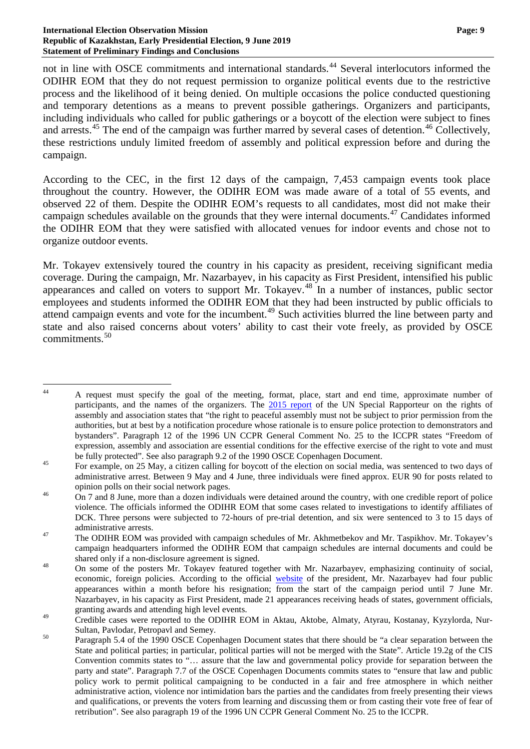not in line with OSCE commitments and international standards.[44] Several interlocutors informed the ODIHR EOM that they do not request permission to organize political events due to the restrictive process and the likelihood of it being denied. On multiple occasions the police conducted questioning and temporary detentions as a means to prevent possible gatherings. Organizers and participants, including individuals who called for public gatherings or a boycott of the election were subject to fines and arrests.[45] The end of the campaign was further marred by several cases of detention.[46] Collectively, these restrictions unduly limited freedom of assembly and political expression before and during the campaign.

According to the CEC, in the first 12 days of the campaign, 7,453 campaign events took place throughout the country. However, the ODIHR EOM was made aware of a total of 55 events, and observed 22 of them. Despite the ODIHR EOM's requests to all candidates, most did not make their campaign schedules available on the grounds that they were internal documents.[47] Candidates informed the ODIHR EOM that they were satisfied with allocated venues for indoor events and chose not to organize outdoor events.

Mr. Tokayev extensively toured the country in his capacity as president, receiving significant media coverage. During the campaign, Mr. Nazarbayev, in his capacity as First President, intensified his public appearances and called on voters to support Mr. Tokayev.[48] In a number of instances, public sector employees and students informed the ODIHR EOM that they had been instructed by public officials to attend campaign events and vote for the incumbent.[49] Such activities blurred the line between party and state and also raised concerns about voters' ability to cast their vote freely, as provided by OSCE commitments.[50]

---

[44] A request must specify the goal of the meeting, format, place, start and end time, approximate number of participants, and the names of the organizers. The 2015 report of the UN Special Rapporteur on the rights of assembly and association states that "the right to peaceful assembly must not be subject to prior permission from the authorities, but at best by a notification procedure whose rationale is to ensure police protection to demonstrators and bystanders". Paragraph 12 of the 1996 UN CCPR General Comment No. 25 to the ICCPR states "Freedom of expression, assembly and association are essential conditions for the effective exercise of the right to vote and must be fully protected". See also paragraph 9.2 of the 1990 OSCE Copenhagen Document.

[45] For example, on 25 May, a citizen calling for boycott of the election on social media, was sentenced to two days of administrative arrest. Between 9 May and 4 June, three individuals were fined approx. EUR 90 for posts related to opinion polls on their social network pages.

[46] On 7 and 8 June, more than a dozen individuals were detained around the country, with one credible report of police violence. The officials informed the ODIHR EOM that some cases related to investigations to identify affiliates of DCK. Three persons were subjected to 72-hours of pre-trial detention, and six were sentenced to 3 to 15 days of administrative arrests.

[47] The ODIHR EOM was provided with campaign schedules of Mr. Akhmetbekov and Mr. Taspikhov. Mr. Tokayev's campaign headquarters informed the ODIHR EOM that campaign schedules are internal documents and could be shared only if a non-disclosure agreement is signed.

[48] On some of the posters Mr. Tokayev featured together with Mr. Nazarbayev, emphasizing continuity of social, economic, foreign policies. According to the official website of the president, Mr. Nazarbayev had four public appearances within a month before his resignation; from the start of the campaign period until 7 June Mr. Nazarbayev, in his capacity as First President, made 21 appearances receiving heads of states, government officials, granting awards and attending high level events.

[49] Credible cases were reported to the ODIHR EOM in Aktau, Aktobe, Almaty, Atyrau, Kostanay, Kyzylorda, Nur-Sultan, Pavlodar, Petropavl and Semey.

[50] Paragraph 5.4 of the 1990 OSCE Copenhagen Document states that there should be "a clear separation between the State and political parties; in particular, political parties will not be merged with the State". Article 19.2g of the CIS Convention commits states to "… assure that the law and governmental policy provide for separation between the party and state". Paragraph 7.7 of the OSCE Copenhagen Documents commits states to "ensure that law and public policy work to permit political campaigning to be conducted in a fair and free atmosphere in which neither administrative action, violence nor intimidation bars the parties and the candidates from freely presenting their views and qualifications, or prevents the voters from learning and discussing them or from casting their vote free of fear of retribution". See also paragraph 19 of the 1996 UN CCPR General Comment No. 25 to the ICCPR.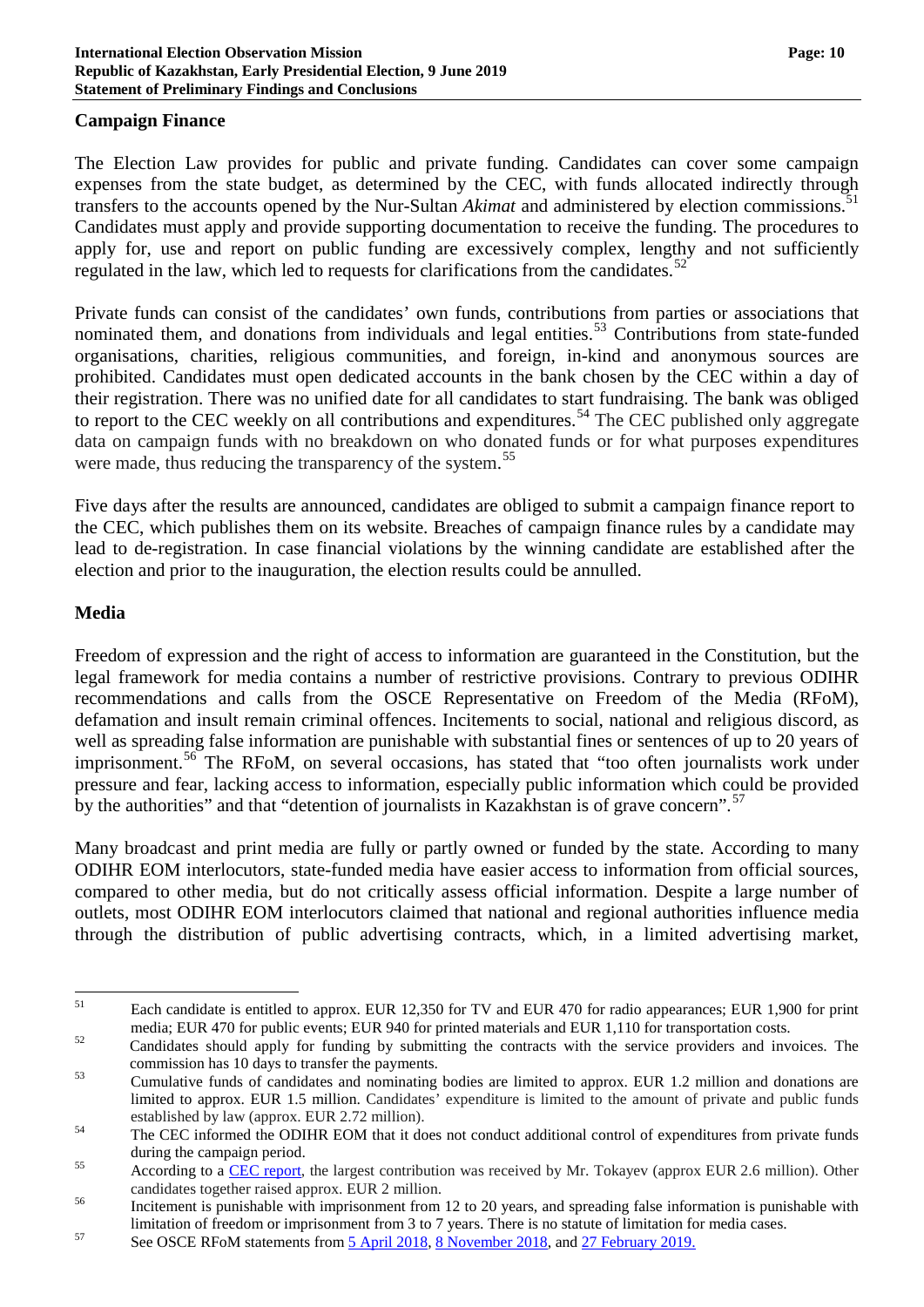## Campaign Finance

The Election Law provides for public and private funding. Candidates can cover some campaign expenses from the state budget, as determined by the CEC, with funds allocated indirectly through transfers to the accounts opened by the Nur-Sultan *Akimat* and administered by election commissions.[51] Candidates must apply and provide supporting documentation to receive the funding. The procedures to apply for, use and report on public funding are excessively complex, lengthy and not sufficiently regulated in the law, which led to requests for clarifications from the candidates.[52]

Private funds can consist of the candidates' own funds, contributions from parties or associations that nominated them, and donations from individuals and legal entities.[53] Contributions from state-funded organisations, charities, religious communities, and foreign, in-kind and anonymous sources are prohibited. Candidates must open dedicated accounts in the bank chosen by the CEC within a day of their registration. There was no unified date for all candidates to start fundraising. The bank was obliged to report to the CEC weekly on all contributions and expenditures.[54] The CEC published only aggregate data on campaign funds with no breakdown on who donated funds or for what purposes expenditures were made, thus reducing the transparency of the system.[55]

Five days after the results are announced, candidates are obliged to submit a campaign finance report to the CEC, which publishes them on its website. Breaches of campaign finance rules by a candidate may lead to de-registration. In case financial violations by the winning candidate are established after the election and prior to the inauguration, the election results could be annulled.

## Media

Freedom of expression and the right of access to information are guaranteed in the Constitution, but the legal framework for media contains a number of restrictive provisions. Contrary to previous ODIHR recommendations and calls from the OSCE Representative on Freedom of the Media (RFoM), defamation and insult remain criminal offences. Incitements to social, national and religious discord, as well as spreading false information are punishable with substantial fines or sentences of up to 20 years of imprisonment.[56] The RFoM, on several occasions, has stated that "too often journalists work under pressure and fear, lacking access to information, especially public information which could be provided by the authorities" and that "detention of journalists in Kazakhstan is of grave concern".[57]

Many broadcast and print media are fully or partly owned or funded by the state. According to many ODIHR EOM interlocutors, state-funded media have easier access to information from official sources, compared to other media, but do not critically assess official information. Despite a large number of outlets, most ODIHR EOM interlocutors claimed that national and regional authorities influence media through the distribution of public advertising contracts, which, in a limited advertising market,

---

[51] Each candidate is entitled to approx. EUR 12,350 for TV and EUR 470 for radio appearances; EUR 1,900 for print media; EUR 470 for public events; EUR 940 for printed materials and EUR 1,110 for transportation costs.

[52] Candidates should apply for funding by submitting the contracts with the service providers and invoices. The commission has 10 days to transfer the payments.

[53] Cumulative funds of candidates and nominating bodies are limited to approx. EUR 1.2 million and donations are limited to approx. EUR 1.5 million. Candidates' expenditure is limited to the amount of private and public funds established by law (approx. EUR 2.72 million).

[54] The CEC informed the ODIHR EOM that it does not conduct additional control of expenditures from private funds during the campaign period.

[55] According to a CEC report, the largest contribution was received by Mr. Tokayev (approx EUR 2.6 million). Other candidates together raised approx. EUR 2 million.

[56] Incitement is punishable with imprisonment from 12 to 20 years, and spreading false information is punishable with limitation of freedom or imprisonment from 3 to 7 years. There is no statute of limitation for media cases.

[57] See OSCE RFoM statements from 5 April 2018, 8 November 2018, and 27 February 2019.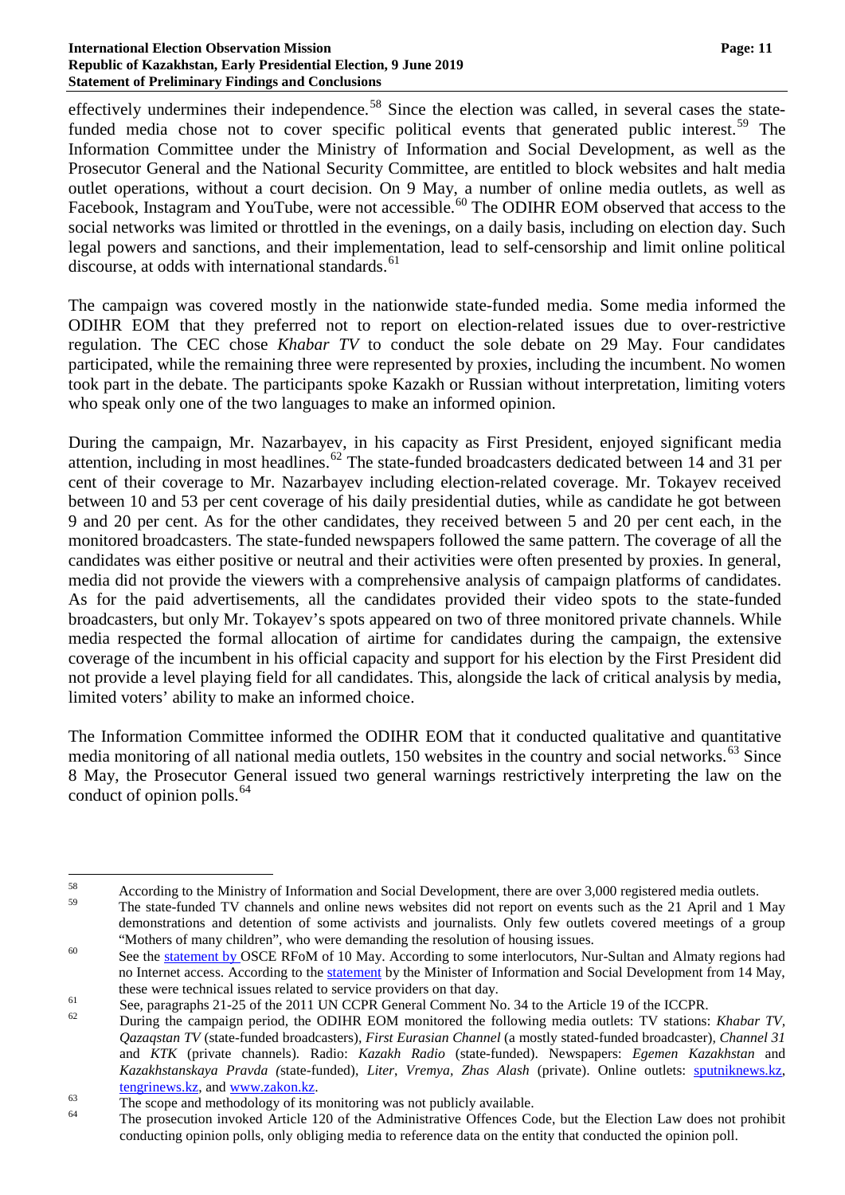effectively undermines their independence.[58] Since the election was called, in several cases the state-funded media chose not to cover specific political events that generated public interest.[59] The Information Committee under the Ministry of Information and Social Development, as well as the Prosecutor General and the National Security Committee, are entitled to block websites and halt media outlet operations, without a court decision. On 9 May, a number of online media outlets, as well as Facebook, Instagram and YouTube, were not accessible.[60] The ODIHR EOM observed that access to the social networks was limited or throttled in the evenings, on a daily basis, including on election day. Such legal powers and sanctions, and their implementation, lead to self-censorship and limit online political discourse, at odds with international standards.[61]

The campaign was covered mostly in the nationwide state-funded media. Some media informed the ODIHR EOM that they preferred not to report on election-related issues due to over-restrictive regulation. The CEC chose *Khabar TV* to conduct the sole debate on 29 May. Four candidates participated, while the remaining three were represented by proxies, including the incumbent. No women took part in the debate. The participants spoke Kazakh or Russian without interpretation, limiting voters who speak only one of the two languages to make an informed opinion.

During the campaign, Mr. Nazarbayev, in his capacity as First President, enjoyed significant media attention, including in most headlines.[62] The state-funded broadcasters dedicated between 14 and 31 per cent of their coverage to Mr. Nazarbayev including election-related coverage. Mr. Tokayev received between 10 and 53 per cent coverage of his daily presidential duties, while as candidate he got between 9 and 20 per cent. As for the other candidates, they received between 5 and 20 per cent each, in the monitored broadcasters. The state-funded newspapers followed the same pattern. The coverage of all the candidates was either positive or neutral and their activities were often presented by proxies. In general, media did not provide the viewers with a comprehensive analysis of campaign platforms of candidates. As for the paid advertisements, all the candidates provided their video spots to the state-funded broadcasters, but only Mr. Tokayev's spots appeared on two of three monitored private channels. While media respected the formal allocation of airtime for candidates during the campaign, the extensive coverage of the incumbent in his official capacity and support for his election by the First President did not provide a level playing field for all candidates. This, alongside the lack of critical analysis by media, limited voters' ability to make an informed choice.

The Information Committee informed the ODIHR EOM that it conducted qualitative and quantitative media monitoring of all national media outlets, 150 websites in the country and social networks.[63] Since 8 May, the Prosecutor General issued two general warnings restrictively interpreting the law on the conduct of opinion polls.[64]

---

[58] According to the Ministry of Information and Social Development, there are over 3,000 registered media outlets.

[59] The state-funded TV channels and online news websites did not report on events such as the 21 April and 1 May demonstrations and detention of some activists and journalists. Only few outlets covered meetings of a group "Mothers of many children", who were demanding the resolution of housing issues.

[60] See the statement by OSCE RFoM of 10 May. According to some interlocutors, Nur-Sultan and Almaty regions had no Internet access. According to the statement by the Minister of Information and Social Development from 14 May, these were technical issues related to service providers on that day.

[61] See, paragraphs 21-25 of the 2011 UN CCPR General Comment No. 34 to the Article 19 of the ICCPR.

[62] During the campaign period, the ODIHR EOM monitored the following media outlets: TV stations: *Khabar TV*, *Qazaqstan TV* (state-funded broadcasters), *First Eurasian Channel* (a mostly stated-funded broadcaster), *Channel 31* and *KTK* (private channels). Radio: *Kazakh Radio* (state-funded). Newspapers: *Egemen Kazakhstan* and *Kazakhstanskaya Pravda (*state-funded), *Liter*, *Vremya*, *Zhas Alash* (private). Online outlets: sputniknews.kz, tengrinews.kz, and www.zakon.kz.

[63] The scope and methodology of its monitoring was not publicly available.

[64] The prosecution invoked Article 120 of the Administrative Offences Code, but the Election Law does not prohibit conducting opinion polls, only obliging media to reference data on the entity that conducted the opinion poll.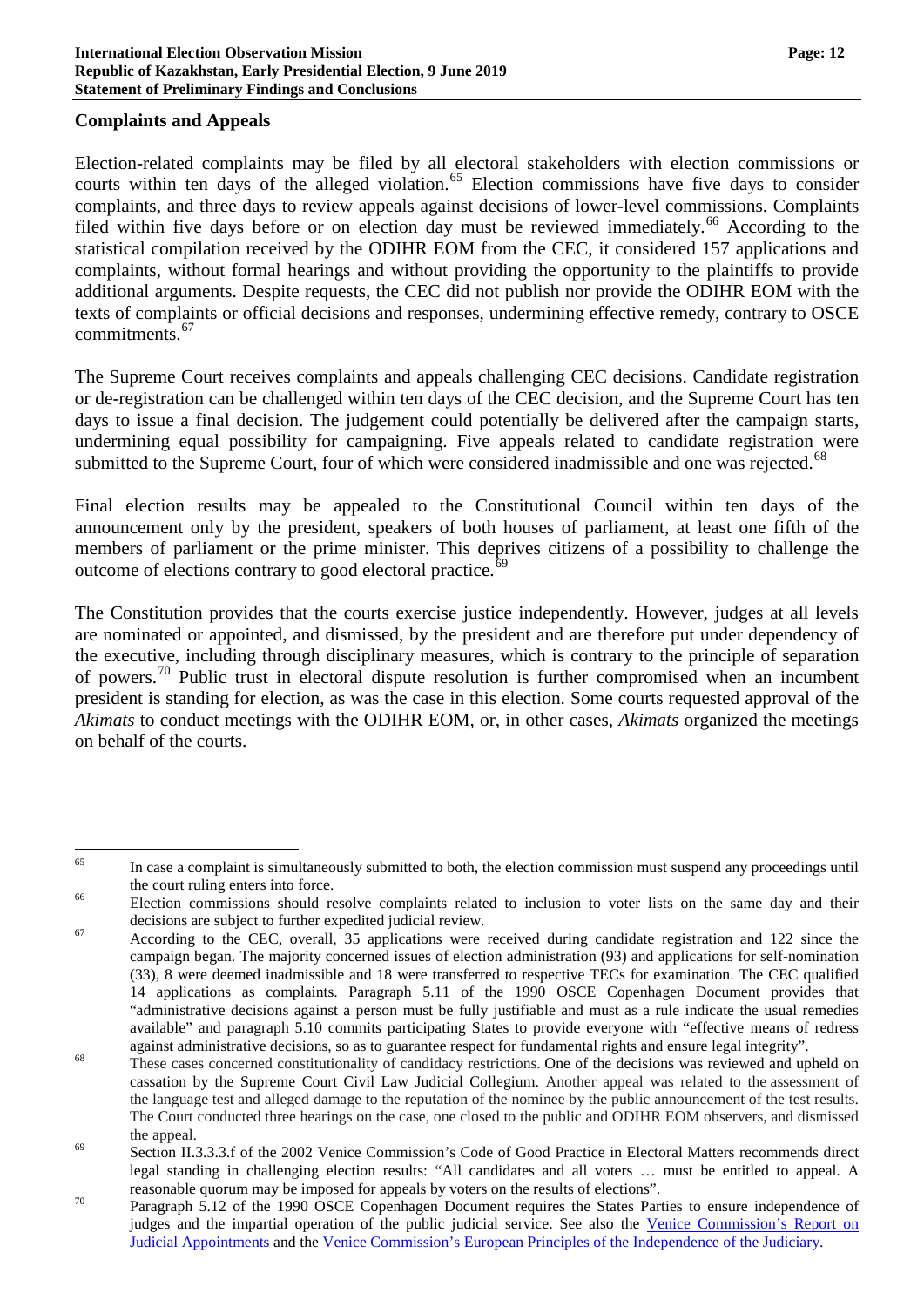## Complaints and Appeals

Election-related complaints may be filed by all electoral stakeholders with election commissions or courts within ten days of the alleged violation.[65] Election commissions have five days to consider complaints, and three days to review appeals against decisions of lower-level commissions. Complaints filed within five days before or on election day must be reviewed immediately.[66] According to the statistical compilation received by the ODIHR EOM from the CEC, it considered 157 applications and complaints, without formal hearings and without providing the opportunity to the plaintiffs to provide additional arguments. Despite requests, the CEC did not publish nor provide the ODIHR EOM with the texts of complaints or official decisions and responses, undermining effective remedy, contrary to OSCE commitments.[67]

The Supreme Court receives complaints and appeals challenging CEC decisions. Candidate registration or de-registration can be challenged within ten days of the CEC decision, and the Supreme Court has ten days to issue a final decision. The judgement could potentially be delivered after the campaign starts, undermining equal possibility for campaigning. Five appeals related to candidate registration were submitted to the Supreme Court, four of which were considered inadmissible and one was rejected.[68]

Final election results may be appealed to the Constitutional Council within ten days of the announcement only by the president, speakers of both houses of parliament, at least one fifth of the members of parliament or the prime minister. This deprives citizens of a possibility to challenge the outcome of elections contrary to good electoral practice.[69]

The Constitution provides that the courts exercise justice independently. However, judges at all levels are nominated or appointed, and dismissed, by the president and are therefore put under dependency of the executive, including through disciplinary measures, which is contrary to the principle of separation of powers.[70] Public trust in electoral dispute resolution is further compromised when an incumbent president is standing for election, as was the case in this election. Some courts requested approval of the *Akimats* to conduct meetings with the ODIHR EOM, or, in other cases, *Akimats* organized the meetings on behalf of the courts.

---

[65] In case a complaint is simultaneously submitted to both, the election commission must suspend any proceedings until the court ruling enters into force.

[66] Election commissions should resolve complaints related to inclusion to voter lists on the same day and their decisions are subject to further expedited judicial review.

[67] According to the CEC, overall, 35 applications were received during candidate registration and 122 since the campaign began. The majority concerned issues of election administration (93) and applications for self-nomination (33), 8 were deemed inadmissible and 18 were transferred to respective TECs for examination. The CEC qualified 14 applications as complaints. Paragraph 5.11 of the 1990 OSCE Copenhagen Document provides that "administrative decisions against a person must be fully justifiable and must as a rule indicate the usual remedies available" and paragraph 5.10 commits participating States to provide everyone with "effective means of redress against administrative decisions, so as to guarantee respect for fundamental rights and ensure legal integrity".

[68] These cases concerned constitutionality of candidacy restrictions. One of the decisions was reviewed and upheld on cassation by the Supreme Court Civil Law Judicial Collegium. Another appeal was related to the assessment of the language test and alleged damage to the reputation of the nominee by the public announcement of the test results. The Court conducted three hearings on the case, one closed to the public and ODIHR EOM observers, and dismissed the appeal.

[69] Section II.3.3.f of the 2002 Venice Commission's Code of Good Practice in Electoral Matters recommends direct legal standing in challenging election results: "All candidates and all voters … must be entitled to appeal. A reasonable quorum may be imposed for appeals by voters on the results of elections".

[70] Paragraph 5.12 of the 1990 OSCE Copenhagen Document requires the States Parties to ensure independence of judges and the impartial operation of the public judicial service. See also the Venice Commission's Report on Judicial Appointments and the Venice Commission's European Principles of the Independence of the Judiciary.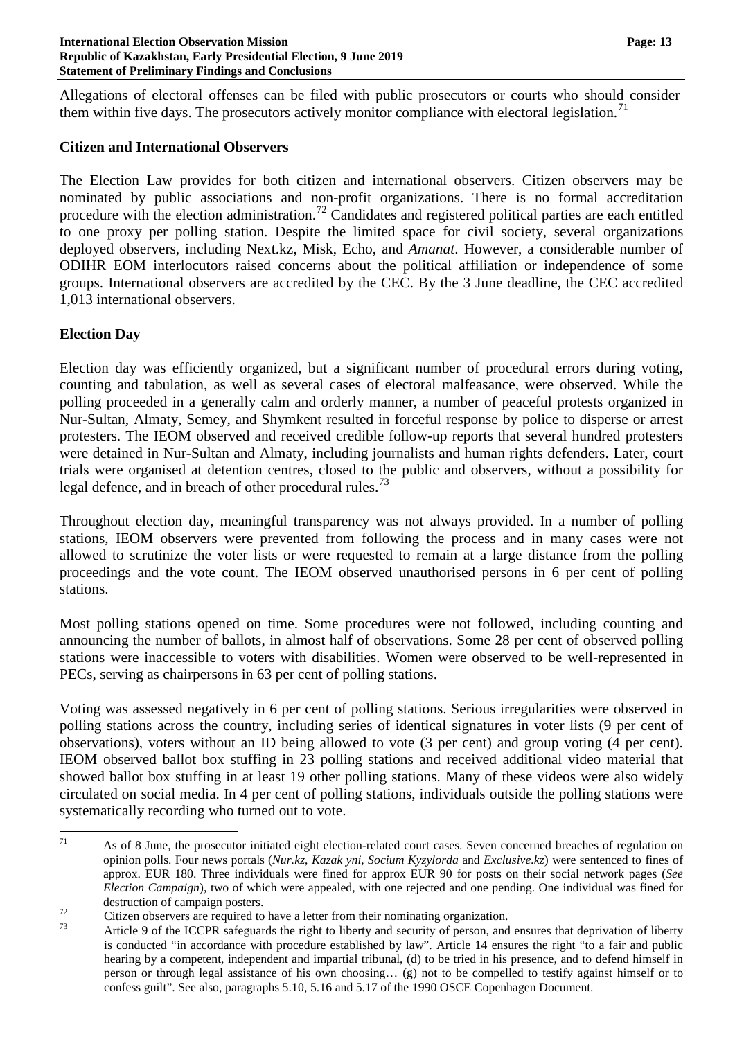Allegations of electoral offenses can be filed with public prosecutors or courts who should consider them within five days. The prosecutors actively monitor compliance with electoral legislation.[71]

### Citizen and International Observers

The Election Law provides for both citizen and international observers. Citizen observers may be nominated by public associations and non-profit organizations. There is no formal accreditation procedure with the election administration.[72] Candidates and registered political parties are each entitled to one proxy per polling station. Despite the limited space for civil society, several organizations deployed observers, including Next.kz, Misk, Echo, and *Amanat*. However, a considerable number of ODIHR EOM interlocutors raised concerns about the political affiliation or independence of some groups. International observers are accredited by the CEC. By the 3 June deadline, the CEC accredited 1,013 international observers.

### Election Day

Election day was efficiently organized, but a significant number of procedural errors during voting, counting and tabulation, as well as several cases of electoral malfeasance, were observed. While the polling proceeded in a generally calm and orderly manner, a number of peaceful protests organized in Nur-Sultan, Almaty, Semey, and Shymkent resulted in forceful response by police to disperse or arrest protesters. The IEOM observed and received credible follow-up reports that several hundred protesters were detained in Nur-Sultan and Almaty, including journalists and human rights defenders. Later, court trials were organised at detention centres, closed to the public and observers, without a possibility for legal defence, and in breach of other procedural rules.[73]

Throughout election day, meaningful transparency was not always provided. In a number of polling stations, IEOM observers were prevented from following the process and in many cases were not allowed to scrutinize the voter lists or were requested to remain at a large distance from the polling proceedings and the vote count. The IEOM observed unauthorised persons in 6 per cent of polling stations.

Most polling stations opened on time. Some procedures were not followed, including counting and announcing the number of ballots, in almost half of observations. Some 28 per cent of observed polling stations were inaccessible to voters with disabilities. Women were observed to be well-represented in PECs, serving as chairpersons in 63 per cent of polling stations.

Voting was assessed negatively in 6 per cent of polling stations. Serious irregularities were observed in polling stations across the country, including series of identical signatures in voter lists (9 per cent of observations), voters without an ID being allowed to vote (3 per cent) and group voting (4 per cent). IEOM observed ballot box stuffing in 23 polling stations and received additional video material that showed ballot box stuffing in at least 19 other polling stations. Many of these videos were also widely circulated on social media. In 4 per cent of polling stations, individuals outside the polling stations were systematically recording who turned out to vote.

---

[71] As of 8 June, the prosecutor initiated eight election-related court cases. Seven concerned breaches of regulation on opinion polls. Four news portals (*Nur.kz*, *Kazak yni*, *Socium Kyzylorda* and *Exclusive.kz*) were sentenced to fines of approx. EUR 180. Three individuals were fined for approx EUR 90 for posts on their social network pages (*See Election Campaign*), two of which were appealed, with one rejected and one pending. One individual was fined for destruction of campaign posters.

[72] Citizen observers are required to have a letter from their nominating organization.

[73] Article 9 of the ICCPR safeguards the right to liberty and security of person, and ensures that deprivation of liberty is conducted "in accordance with procedure established by law". Article 14 ensures the right "to a fair and public hearing by a competent, independent and impartial tribunal, (d) to be tried in his presence, and to defend himself in person or through legal assistance of his own choosing… (g) not to be compelled to testify against himself or to confess guilt". See also, paragraphs 5.10, 5.16 and 5.17 of the 1990 OSCE Copenhagen Document.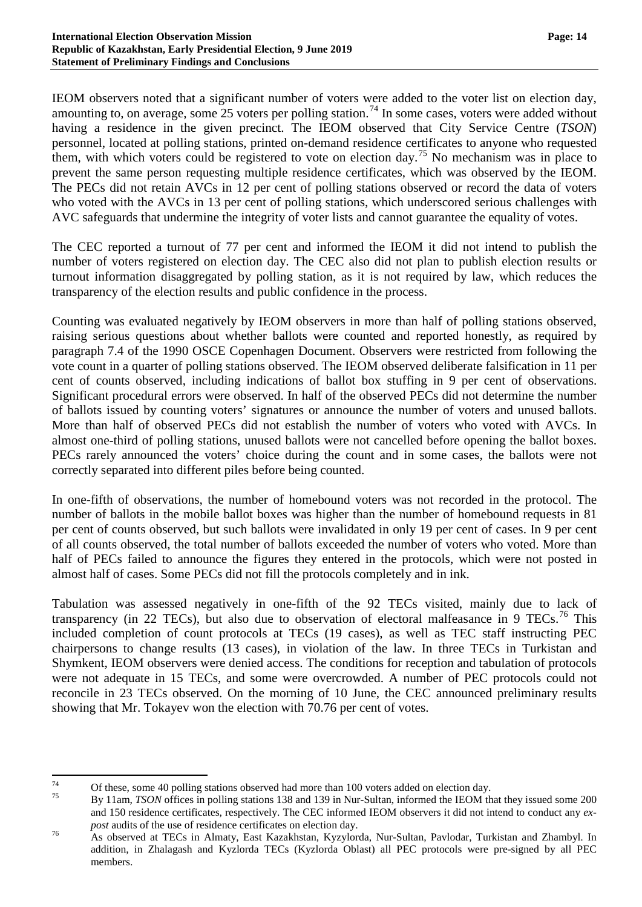IEOM observers noted that a significant number of voters were added to the voter list on election day, amounting to, on average, some 25 voters per polling station.[74] In some cases, voters were added without having a residence in the given precinct. The IEOM observed that City Service Centre (*TSON*) personnel, located at polling stations, printed on-demand residence certificates to anyone who requested them, with which voters could be registered to vote on election day.[75] No mechanism was in place to prevent the same person requesting multiple residence certificates, which was observed by the IEOM. The PECs did not retain AVCs in 12 per cent of polling stations observed or record the data of voters who voted with the AVCs in 13 per cent of polling stations, which underscored serious challenges with AVC safeguards that undermine the integrity of voter lists and cannot guarantee the equality of votes.

The CEC reported a turnout of 77 per cent and informed the IEOM it did not intend to publish the number of voters registered on election day. The CEC also did not plan to publish election results or turnout information disaggregated by polling station, as it is not required by law, which reduces the transparency of the election results and public confidence in the process.

Counting was evaluated negatively by IEOM observers in more than half of polling stations observed, raising serious questions about whether ballots were counted and reported honestly, as required by paragraph 7.4 of the 1990 OSCE Copenhagen Document. Observers were restricted from following the vote count in a quarter of polling stations observed. The IEOM observed deliberate falsification in 11 per cent of counts observed, including indications of ballot box stuffing in 9 per cent of observations. Significant procedural errors were observed. In half of the observed PECs did not determine the number of ballots issued by counting voters' signatures or announce the number of voters and unused ballots. More than half of observed PECs did not establish the number of voters who voted with AVCs. In almost one-third of polling stations, unused ballots were not cancelled before opening the ballot boxes. PECs rarely announced the voters' choice during the count and in some cases, the ballots were not correctly separated into different piles before being counted.

In one-fifth of observations, the number of homebound voters was not recorded in the protocol. The number of ballots in the mobile ballot boxes was higher than the number of homebound requests in 81 per cent of counts observed, but such ballots were invalidated in only 19 per cent of cases. In 9 per cent of all counts observed, the total number of ballots exceeded the number of voters who voted. More than half of PECs failed to announce the figures they entered in the protocols, which were not posted in almost half of cases. Some PECs did not fill the protocols completely and in ink.

Tabulation was assessed negatively in one-fifth of the 92 TECs visited, mainly due to lack of transparency (in 22 TECs), but also due to observation of electoral malfeasance in 9 TECs.[76] This included completion of count protocols at TECs (19 cases), as well as TEC staff instructing PEC chairpersons to change results (13 cases), in violation of the law. In three TECs in Turkistan and Shymkent, IEOM observers were denied access. The conditions for reception and tabulation of protocols were not adequate in 15 TECs, and some were overcrowded. A number of PEC protocols could not reconcile in 23 TECs observed. On the morning of 10 June, the CEC announced preliminary results showing that Mr. Tokayev won the election with 70.76 per cent of votes.

---

[74] Of these, some 40 polling stations observed had more than 100 voters added on election day.

[75] By 11am, *TSON* offices in polling stations 138 and 139 in Nur-Sultan, informed the IEOM that they issued some 200 and 150 residence certificates, respectively. The CEC informed IEOM observers it did not intend to conduct any *ex-post* audits of the use of residence certificates on election day.

[76] As observed at TECs in Almaty, East Kazakhstan, Kyzylorda, Nur-Sultan, Pavlodar, Turkistan and Zhambyl. In addition, in Zhalagash and Kyzlorda TECs (Kyzlorda Oblast) all PEC protocols were pre-signed by all PEC members.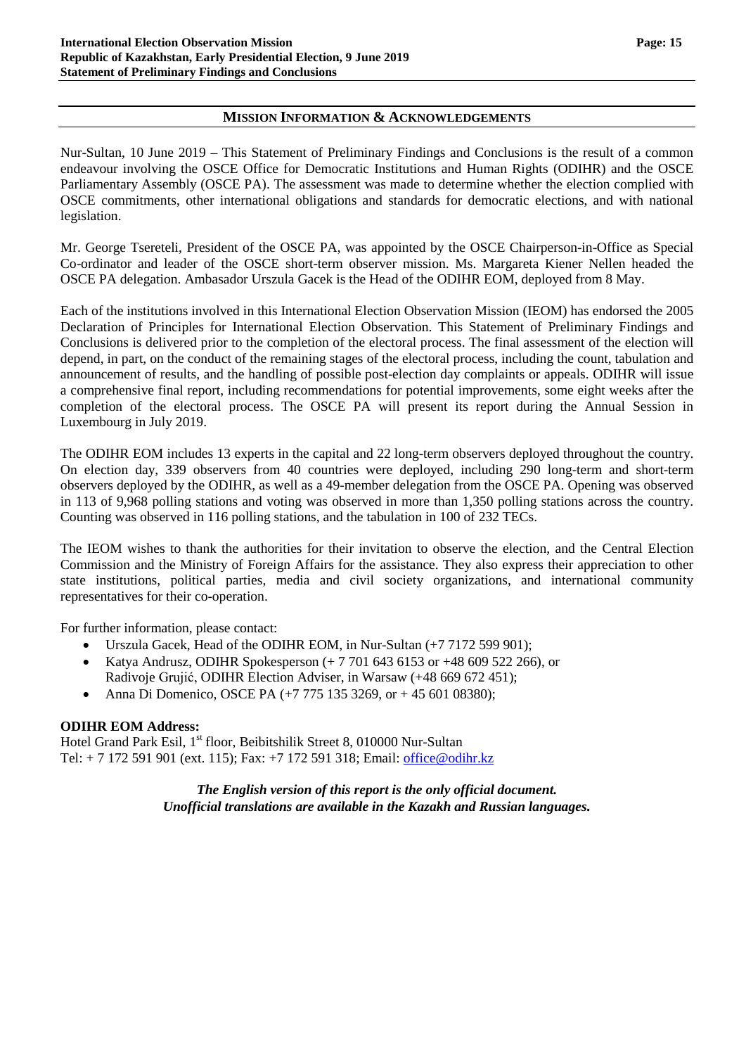## MISSION INFORMATION & ACKNOWLEDGEMENTS

Nur-Sultan, 10 June 2019 – This Statement of Preliminary Findings and Conclusions is the result of a common endeavour involving the OSCE Office for Democratic Institutions and Human Rights (ODIHR) and the OSCE Parliamentary Assembly (OSCE PA). The assessment was made to determine whether the election complied with OSCE commitments, other international obligations and standards for democratic elections, and with national legislation.

Mr. George Tsereteli, President of the OSCE PA, was appointed by the OSCE Chairperson-in-Office as Special Co-ordinator and leader of the OSCE short-term observer mission. Ms. Margareta Kiener Nellen headed the OSCE PA delegation. Ambasador Urszula Gacek is the Head of the ODIHR EOM, deployed from 8 May.

Each of the institutions involved in this International Election Observation Mission (IEOM) has endorsed the 2005 Declaration of Principles for International Election Observation. This Statement of Preliminary Findings and Conclusions is delivered prior to the completion of the electoral process. The final assessment of the election will depend, in part, on the conduct of the remaining stages of the electoral process, including the count, tabulation and announcement of results, and the handling of possible post-election day complaints or appeals. ODIHR will issue a comprehensive final report, including recommendations for potential improvements, some eight weeks after the completion of the electoral process. The OSCE PA will present its report during the Annual Session in Luxembourg in July 2019.

The ODIHR EOM includes 13 experts in the capital and 22 long-term observers deployed throughout the country. On election day, 339 observers from 40 countries were deployed, including 290 long-term and short-term observers deployed by the ODIHR, as well as a 49-member delegation from the OSCE PA. Opening was observed in 113 of 9,968 polling stations and voting was observed in more than 1,350 polling stations across the country. Counting was observed in 116 polling stations, and the tabulation in 100 of 232 TECs.

The IEOM wishes to thank the authorities for their invitation to observe the election, and the Central Election Commission and the Ministry of Foreign Affairs for the assistance. They also express their appreciation to other state institutions, political parties, media and civil society organizations, and international community representatives for their co-operation.

For further information, please contact:

- Urszula Gacek, Head of the ODIHR EOM, in Nur-Sultan (+7 7172 599 901);
- Katya Andrusz, ODIHR Spokesperson (+ 7 701 643 6153 or +48 609 522 266), or Radivoje Grujić, ODIHR Election Adviser, in Warsaw (+48 669 672 451);
- Anna Di Domenico, OSCE PA (+7 775 135 3269, or + 45 601 08380);

**ODIHR EOM Address:**
Hotel Grand Park Esil, 1st floor, Beibitshilik Street 8, 010000 Nur-Sultan
Tel: + 7 172 591 901 (ext. 115); Fax: +7 172 591 318; Email: office@odihr.kz

***The English version of this report is the only official document. Unofficial translations are available in the Kazakh and Russian languages.***